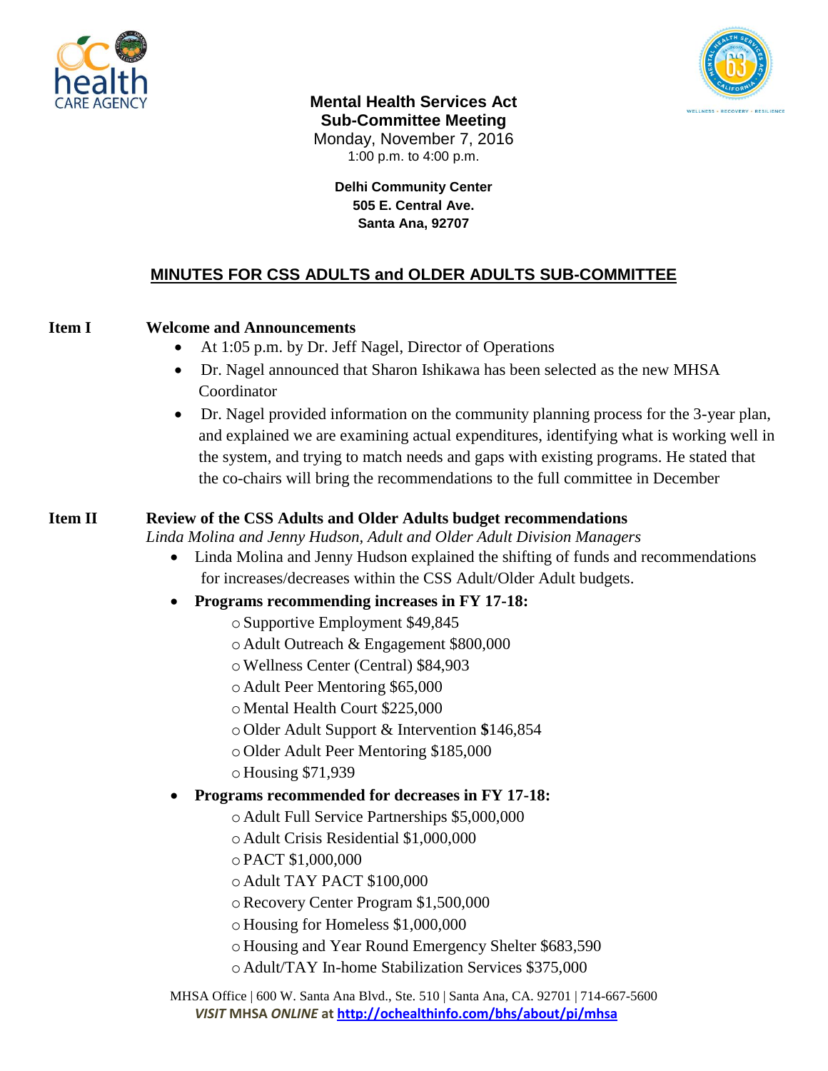**Mental Health Services Act**
**Sub-Committee Meeting**
Monday, November 7, 2016
1:00 p.m. to 4:00 p.m.

**Delhi Community Center**
**505 E. Central Ave.**
**Santa Ana, 92707**

## MINUTES FOR CSS ADULTS and OLDER ADULTS SUB-COMMITTEE

**Item I** **Welcome and Announcements**

- At 1:05 p.m. by Dr. Jeff Nagel, Director of Operations
- Dr. Nagel announced that Sharon Ishikawa has been selected as the new MHSA Coordinator
- Dr. Nagel provided information on the community planning process for the 3-year plan, and explained we are examining actual expenditures, identifying what is working well in the system, and trying to match needs and gaps with existing programs. He stated that the co-chairs will bring the recommendations to the full committee in December

**Item II** **Review of the CSS Adults and Older Adults budget recommendations**

*Linda Molina and Jenny Hudson, Adult and Older Adult Division Managers*

- Linda Molina and Jenny Hudson explained the shifting of funds and recommendations for increases/decreases within the CSS Adult/Older Adult budgets.
- **Programs recommending increases in FY 17-18:**
  - Supportive Employment $49,845
  - Adult Outreach & Engagement $800,000
  - Wellness Center (Central) $84,903
  - Adult Peer Mentoring $65,000
  - Mental Health Court $225,000
  - Older Adult Support & Intervention $146,854
  - Older Adult Peer Mentoring $185,000
  - Housing $71,939
- **Programs recommended for decreases in FY 17-18:**
  - Adult Full Service Partnerships $5,000,000
  - Adult Crisis Residential $1,000,000
  - PACT $1,000,000
  - Adult TAY PACT $100,000
  - Recovery Center Program $1,500,000
  - Housing for Homeless $1,000,000
  - Housing and Year Round Emergency Shelter $683,590
  - Adult/TAY In-home Stabilization Services $375,000

MHSA Office | 600 W. Santa Ana Blvd., Ste. 510 | Santa Ana, CA. 92701 | 714-667-5600
*VISIT* **MHSA** *ONLINE* **at** http://ochealthinfo.com/bhs/about/pi/mhsa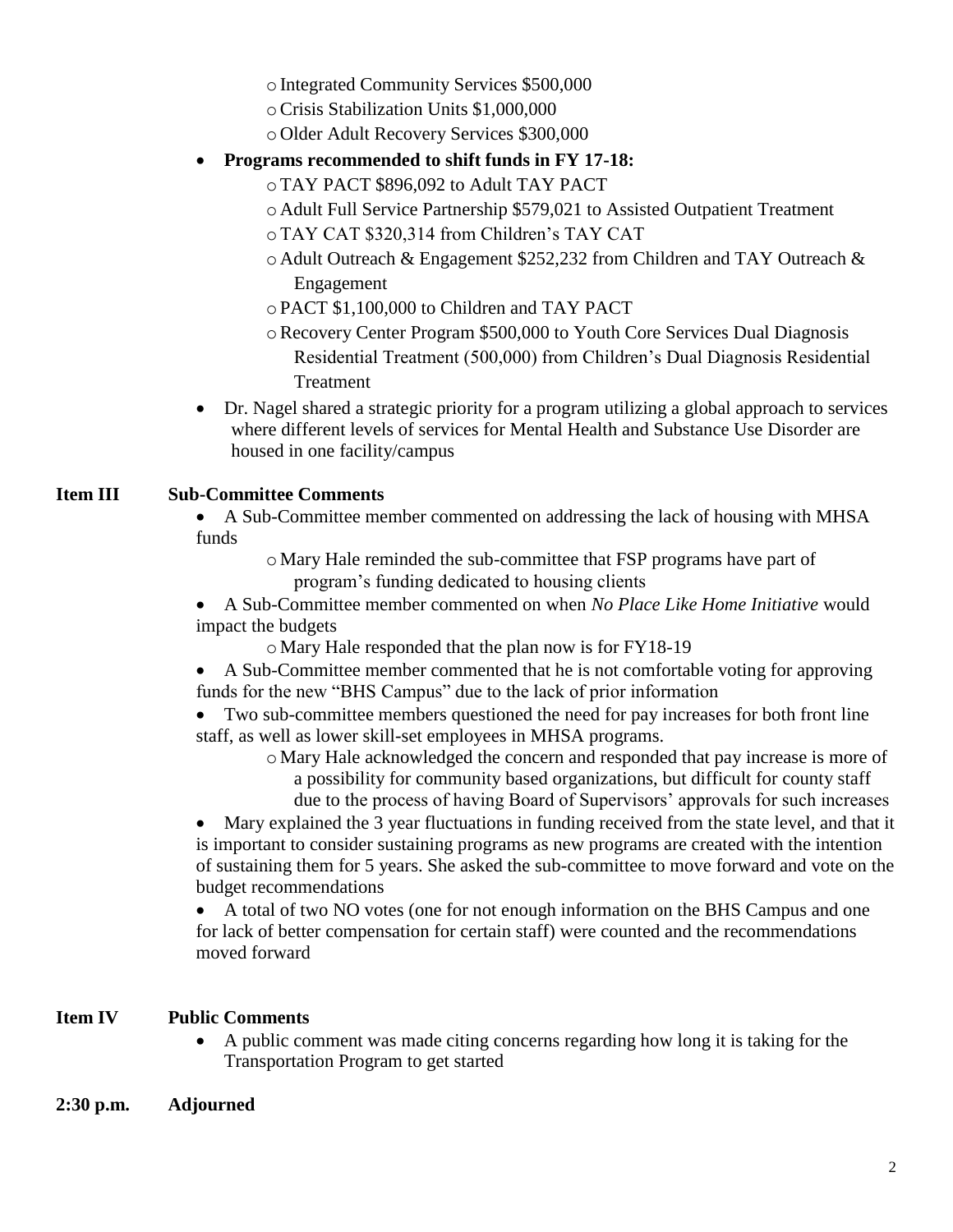- Integrated Community Services $500,000
  - Crisis Stabilization Units $1,000,000
  - Older Adult Recovery Services $300,000
- **Programs recommended to shift funds in FY 17-18:**
  - TAY PACT $896,092 to Adult TAY PACT
  - Adult Full Service Partnership $579,021 to Assisted Outpatient Treatment
  - TAY CAT $320,314 from Children's TAY CAT
  - Adult Outreach & Engagement $252,232 from Children and TAY Outreach & Engagement
  - PACT $1,100,000 to Children and TAY PACT
  - Recovery Center Program $500,000 to Youth Core Services Dual Diagnosis Residential Treatment (500,000) from Children's Dual Diagnosis Residential Treatment
- Dr. Nagel shared a strategic priority for a program utilizing a global approach to services where different levels of services for Mental Health and Substance Use Disorder are housed in one facility/campus

**Item III Sub-Committee Comments**

- A Sub-Committee member commented on addressing the lack of housing with MHSA funds
  - Mary Hale reminded the sub-committee that FSP programs have part of program's funding dedicated to housing clients
- A Sub-Committee member commented on when *No Place Like Home Initiative* would impact the budgets
  - Mary Hale responded that the plan now is for FY18-19
- A Sub-Committee member commented that he is not comfortable voting for approving funds for the new "BHS Campus" due to the lack of prior information
- Two sub-committee members questioned the need for pay increases for both front line staff, as well as lower skill-set employees in MHSA programs.
  - Mary Hale acknowledged the concern and responded that pay increase is more of a possibility for community based organizations, but difficult for county staff due to the process of having Board of Supervisors' approvals for such increases
- Mary explained the 3 year fluctuations in funding received from the state level, and that it is important to consider sustaining programs as new programs are created with the intention of sustaining them for 5 years. She asked the sub-committee to move forward and vote on the budget recommendations
- A total of two NO votes (one for not enough information on the BHS Campus and one for lack of better compensation for certain staff) were counted and the recommendations moved forward

**Item IV Public Comments**

- A public comment was made citing concerns regarding how long it is taking for the Transportation Program to get started

**2:30 p.m. Adjourned**